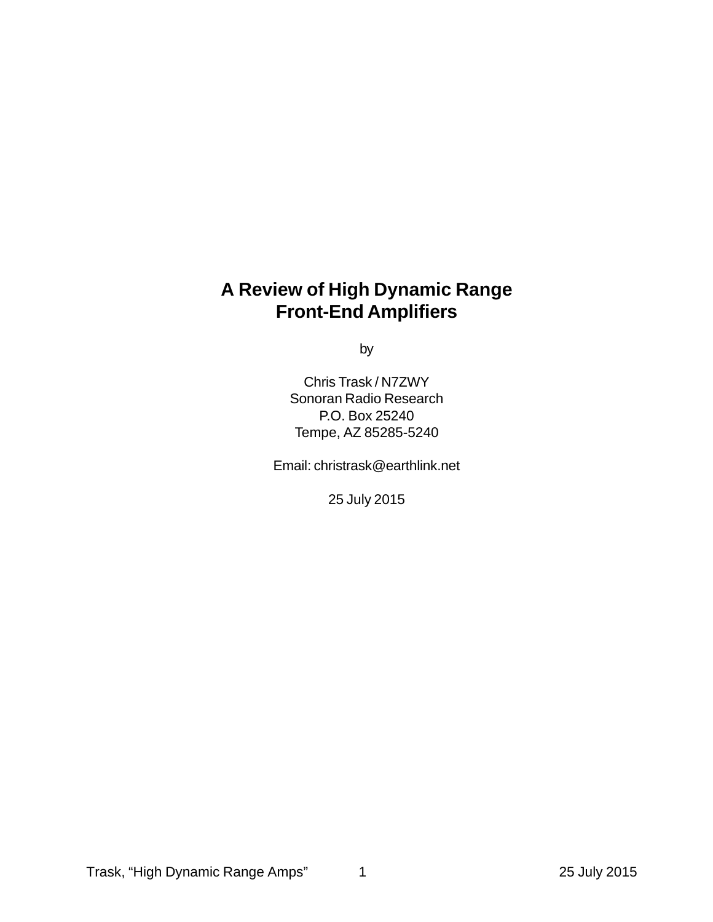# A Review of High Dynamic Range Front-End Amplifiers

by

Chris Trask / N7ZWY
Sonoran Radio Research
P.O. Box 25240
Tempe, AZ 85285-5240

Email: christrask@earthlink.net

25 July 2015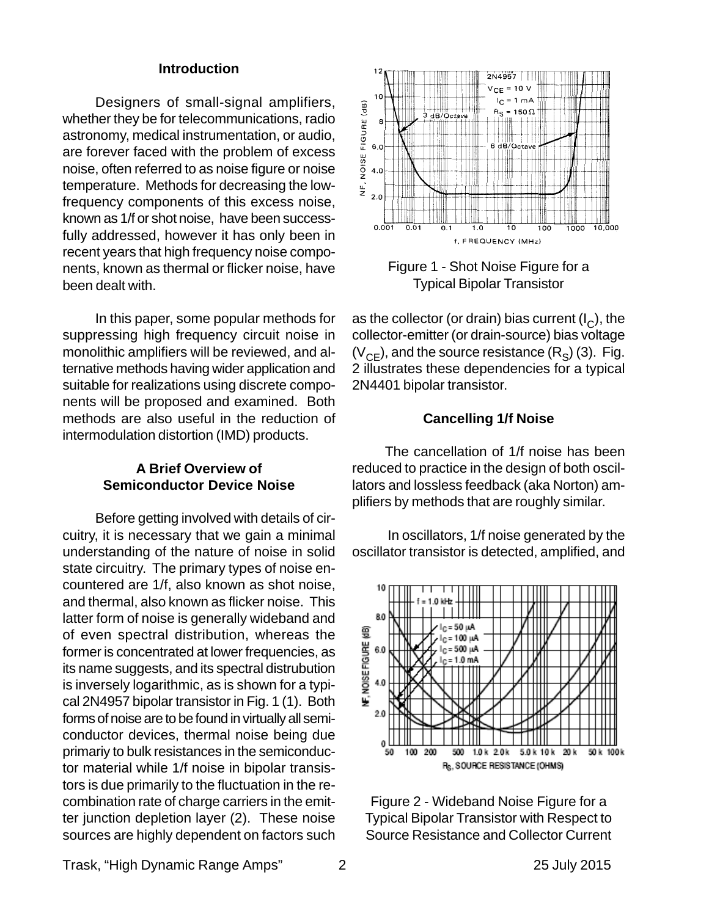## Introduction

Designers of small-signal amplifiers, whether they be for telecommunications, radio astronomy, medical instrumentation, or audio, are forever faced with the problem of excess noise, often referred to as noise figure or noise temperature. Methods for decreasing the low-frequency components of this excess noise, known as 1/f or shot noise, have been successfully addressed, however it has only been in recent years that high frequency noise components, known as thermal or flicker noise, have been dealt with.

In this paper, some popular methods for suppressing high frequency circuit noise in monolithic amplifiers will be reviewed, and alternative methods having wider application and suitable for realizations using discrete components will be proposed and examined. Both methods are also useful in the reduction of intermodulation distortion (IMD) products.

## A Brief Overview of Semiconductor Device Noise

Before getting involved with details of circuitry, it is necessary that we gain a minimal understanding of the nature of noise in solid state circuitry. The primary types of noise encountered are 1/f, also known as shot noise, and thermal, also known as flicker noise. This latter form of noise is generally wideband and of even spectral distribution, whereas the former is concentrated at lower frequencies, as its name suggests, and its spectral distrubution is inversely logarithmic, as is shown for a typical 2N4957 bipolar transistor in Fig. 1 (1). Both forms of noise are to be found in virtually all semiconductor devices, thermal noise being due primariy to bulk resistances in the semiconductor material while 1/f noise in bipolar transistors is due primarily to the fluctuation in the recombination rate of charge carriers in the emitter junction depletion layer (2). These noise sources are highly dependent on factors such as the collector (or drain) bias current ($I_C$), the collector-emitter (or drain-source) bias voltage ($V_{CE}$), and the source resistance ($R_S$) (3). Fig. 2 illustrates these dependencies for a typical 2N4401 bipolar transistor.

Figure 1 - Shot Noise Figure for a Typical Bipolar Transistor

## Cancelling 1/f Noise

The cancellation of 1/f noise has been reduced to practice in the design of both oscillators and lossless feedback (aka Norton) amplifiers by methods that are roughly similar.

In oscillators, 1/f noise generated by the oscillator transistor is detected, amplified, and

Figure 2 - Wideband Noise Figure for a Typical Bipolar Transistor with Respect to Source Resistance and Collector Current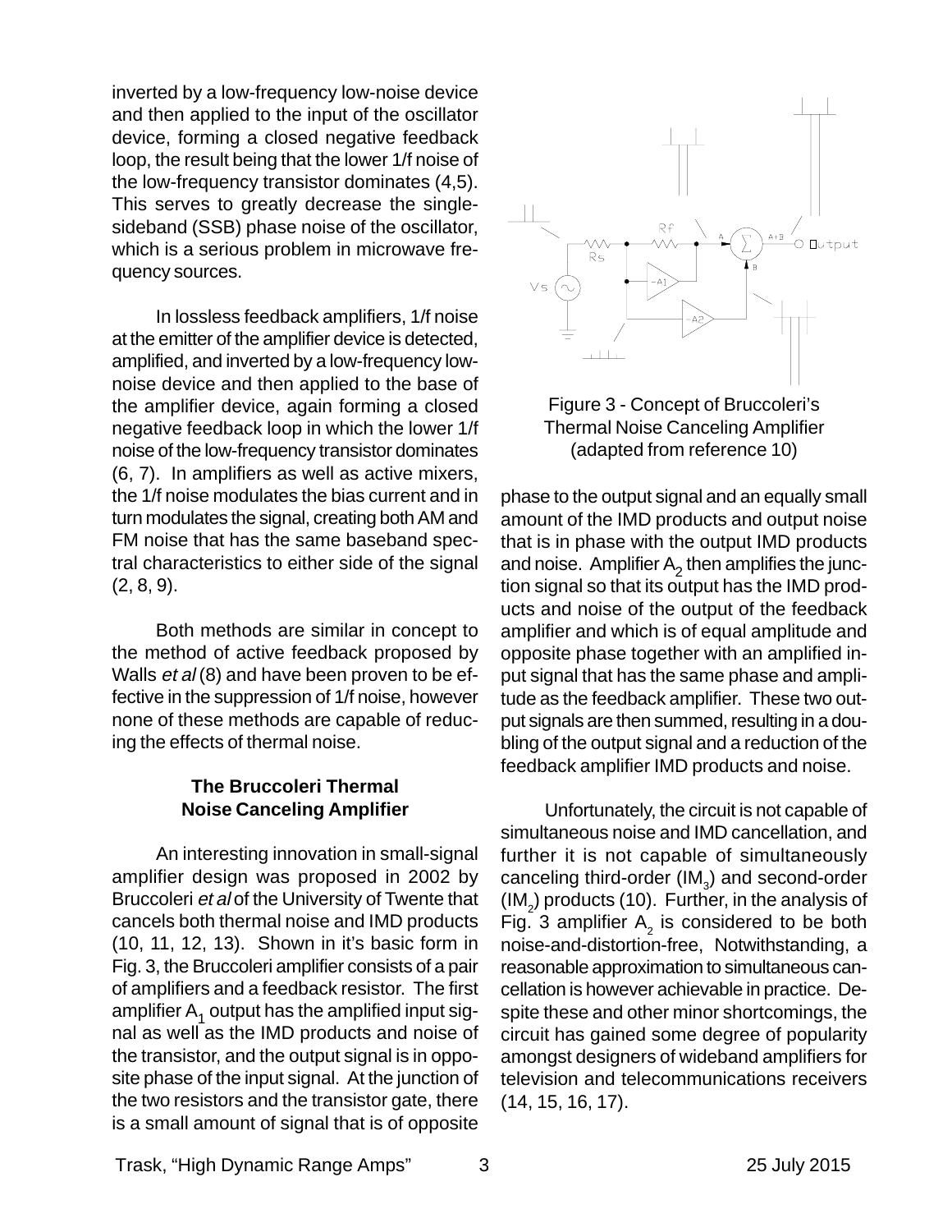inverted by a low-frequency low-noise device and then applied to the input of the oscillator device, forming a closed negative feedback loop, the result being that the lower 1/f noise of the low-frequency transistor dominates (4,5). This serves to greatly decrease the single-sideband (SSB) phase noise of the oscillator, which is a serious problem in microwave frequency sources.

In lossless feedback amplifiers, 1/f noise at the emitter of the amplifier device is detected, amplified, and inverted by a low-frequency low-noise device and then applied to the base of the amplifier device, again forming a closed negative feedback loop in which the lower 1/f noise of the low-frequency transistor dominates (6, 7). In amplifiers as well as active mixers, the 1/f noise modulates the bias current and in turn modulates the signal, creating both AM and FM noise that has the same baseband spectral characteristics to either side of the signal (2, 8, 9).

Both methods are similar in concept to the method of active feedback proposed by Walls *et al* (8) and have been proven to be effective in the suppression of 1/f noise, however none of these methods are capable of reducing the effects of thermal noise.

### The Bruccoleri Thermal Noise Canceling Amplifier

An interesting innovation in small-signal amplifier design was proposed in 2002 by Bruccoleri *et al* of the University of Twente that cancels both thermal noise and IMD products (10, 11, 12, 13). Shown in it's basic form in Fig. 3, the Bruccoleri amplifier consists of a pair of amplifiers and a feedback resistor. The first amplifier $A_1$ output has the amplified input signal as well as the IMD products and noise of the transistor, and the output signal is in opposite phase of the input signal. At the junction of the two resistors and the transistor gate, there is a small amount of signal that is of opposite phase to the output signal and an equally small amount of the IMD products and output noise that is in phase with the output IMD products and noise. Amplifier $A_2$ then amplifies the junction signal so that its output has the IMD products and noise of the output of the feedback amplifier and which is of equal amplitude and opposite phase together with an amplified input signal that has the same phase and amplitude as the feedback amplifier. These two output signals are then summed, resulting in a doubling of the output signal and a reduction of the feedback amplifier IMD products and noise.

Figure 3 - Concept of Bruccoleri's Thermal Noise Canceling Amplifier (adapted from reference 10)

Unfortunately, the circuit is not capable of simultaneous noise and IMD cancellation, and further it is not capable of simultaneously canceling third-order ($IM_3$) and second-order ($IM_2$) products (10). Further, in the analysis of Fig. 3 amplifier $A_2$ is considered to be both noise-and-distortion-free, Notwithstanding, a reasonable approximation to simultaneous cancellation is however achievable in practice. Despite these and other minor shortcomings, the circuit has gained some degree of popularity amongst designers of wideband amplifiers for television and telecommunications receivers (14, 15, 16, 17).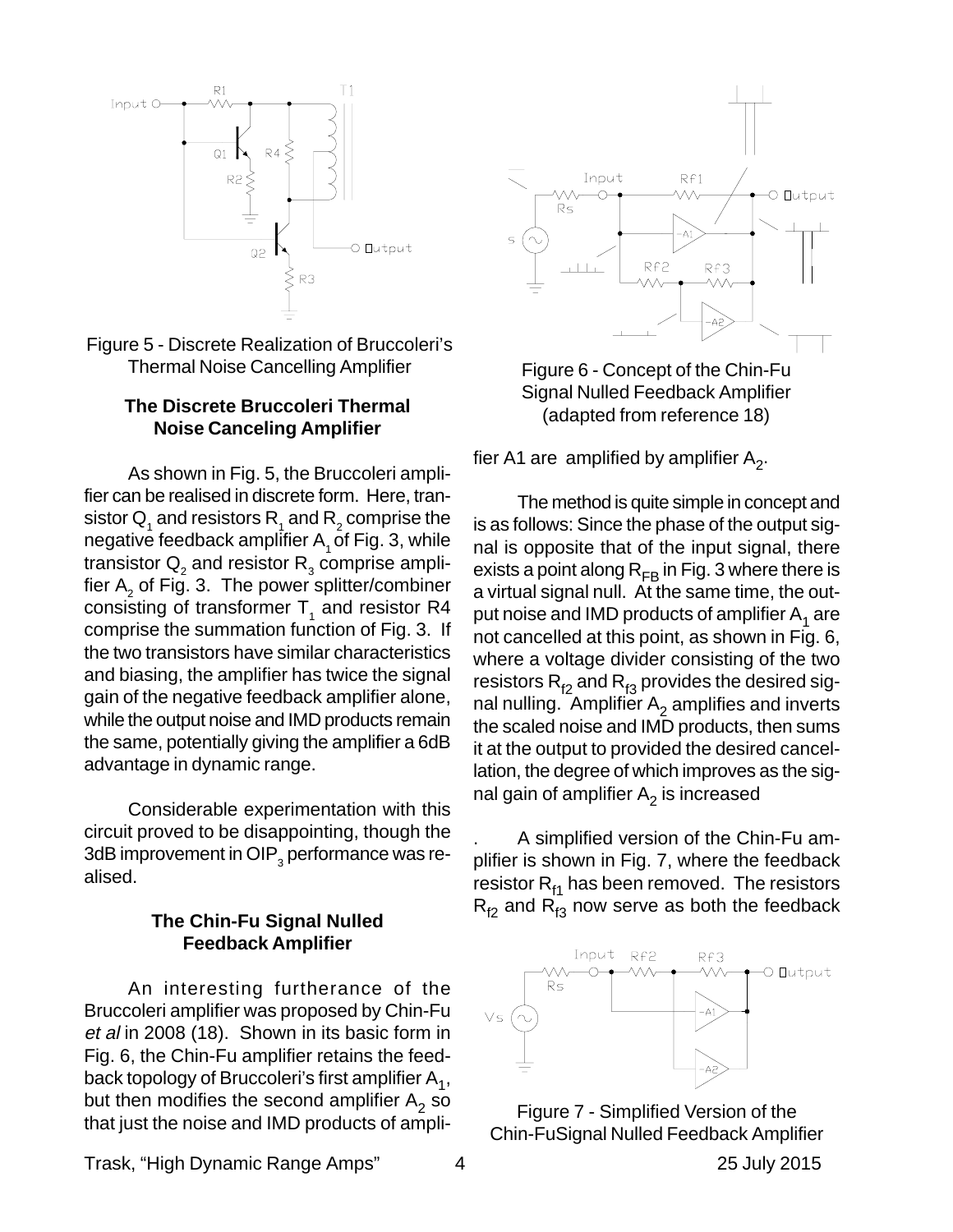Figure 5 - Discrete Realization of Bruccoleri's Thermal Noise Cancelling Amplifier

### The Discrete Bruccoleri Thermal Noise Canceling Amplifier

As shown in Fig. 5, the Bruccoleri amplifier can be realised in discrete form. Here, transistor $Q_1$ and resistors $R_1$ and $R_2$ comprise the negative feedback amplifier $A_1$ of Fig. 3, while transistor $Q_2$ and resistor $R_3$ comprise amplifier $A_2$ of Fig. 3. The power splitter/combiner consisting of transformer $T_1$ and resistor R4 comprise the summation function of Fig. 3. If the two transistors have similar characteristics and biasing, the amplifier has twice the signal gain of the negative feedback amplifier alone, while the output noise and IMD products remain the same, potentially giving the amplifier a 6dB advantage in dynamic range.

Considerable experimentation with this circuit proved to be disappointing, though the 3dB improvement in $OIP_3$ performance was realised.

### The Chin-Fu Signal Nulled Feedback Amplifier

An interesting furtherance of the Bruccoleri amplifier was proposed by Chin-Fu *et al* in 2008 (18). Shown in its basic form in Fig. 6, the Chin-Fu amplifier retains the feedback topology of Bruccoleri's first amplifier $A_1$, but then modifies the second amplifier $A_2$ so that just the noise and IMD products of amplifier A1 are amplified by amplifier $A_2$.

Figure 6 - Concept of the Chin-Fu Signal Nulled Feedback Amplifier (adapted from reference 18)

The method is quite simple in concept and is as follows: Since the phase of the output signal is opposite that of the input signal, there exists a point along $R_{FB}$ in Fig. 3 where there is a virtual signal null. At the same time, the output noise and IMD products of amplifier $A_1$ are not cancelled at this point, as shown in Fig. 6, where a voltage divider consisting of the two resistors $R_{f2}$ and $R_{f3}$ provides the desired signal nulling. Amplifier $A_2$ amplifies and inverts the scaled noise and IMD products, then sums it at the output to provided the desired cancellation, the degree of which improves as the signal gain of amplifier $A_2$ is increased

. A simplified version of the Chin-Fu amplifier is shown in Fig. 7, where the feedback resistor $R_{f1}$ has been removed. The resistors $R_{f2}$ and $R_{f3}$ now serve as both the feedback

Figure 7 - Simplified Version of the Chin-FuSignal Nulled Feedback Amplifier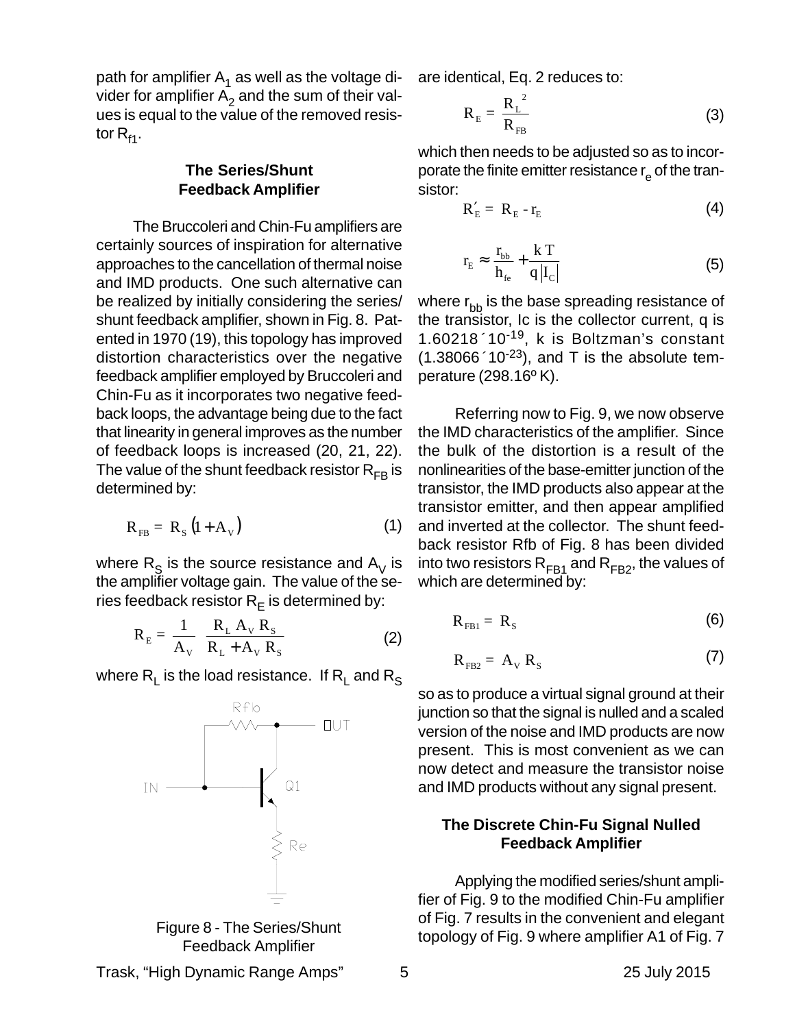path for amplifier $A_1$ as well as the voltage divider for amplifier $A_2$ and the sum of their values is equal to the value of the removed resistor $R_{f1}$.

## The Series/Shunt Feedback Amplifier

The Bruccoleri and Chin-Fu amplifiers are certainly sources of inspiration for alternative approaches to the cancellation of thermal noise and IMD products. One such alternative can be realized by initially considering the series/shunt feedback amplifier, shown in Fig. 8. Patented in 1970 (19), this topology has improved distortion characteristics over the negative feedback amplifier employed by Bruccoleri and Chin-Fu as it incorporates two negative feedback loops, the advantage being due to the fact that linearity in general improves as the number of feedback loops is increased (20, 21, 22). The value of the shunt feedback resistor $R_{FB}$ is determined by:

$$R_{FB} = R_S (1 + A_V) \tag{1}$$

where $R_S$ is the source resistance and $A_V$ is the amplifier voltage gain. The value of the series feedback resistor $R_E$ is determined by:

$$R_E = \frac{1}{A_V} \frac{R_L A_V R_S}{R_L + A_V R_S} \tag{2}$$

where $R_L$ is the load resistance. If $R_L$ and $R_S$ are identical, Eq. 2 reduces to:

$$R_E = \frac{R_L^2}{R_{FB}} \tag{3}$$

Figure 8 - The Series/Shunt Feedback Amplifier

which then needs to be adjusted so as to incorporate the finite emitter resistance $r_e$ of the transistor:

$$R_E' = R_E - r_E \tag{4}$$

$$r_E \approx \frac{r_{bb}}{h_{fe}} + \frac{k\,T}{q\,|I_C|} \tag{5}$$

where $r_{bb}$ is the base spreading resistance of the transistor, Ic is the collector current, q is $1.60218 \times 10^{-19}$, k is Boltzman's constant ($1.38066 \times 10^{-23}$), and T is the absolute temperature (298.16º K).

Referring now to Fig. 9, we now observe the IMD characteristics of the amplifier. Since the bulk of the distortion is a result of the nonlinearities of the base-emitter junction of the transistor, the IMD products also appear at the transistor emitter, and then appear amplified and inverted at the collector. The shunt feedback resistor Rfb of Fig. 8 has been divided into two resistors $R_{FB1}$ and $R_{FB2}$, the values of which are determined by:

$$R_{FB1} = R_S \tag{6}$$

$$R_{FB2} = A_V R_S \tag{7}$$

so as to produce a virtual signal ground at their junction so that the signal is nulled and a scaled version of the noise and IMD products are now present. This is most convenient as we can now detect and measure the transistor noise and IMD products without any signal present.

## The Discrete Chin-Fu Signal Nulled Feedback Amplifier

Applying the modified series/shunt amplifier of Fig. 9 to the modified Chin-Fu amplifier of Fig. 7 results in the convenient and elegant topology of Fig. 9 where amplifier A1 of Fig. 7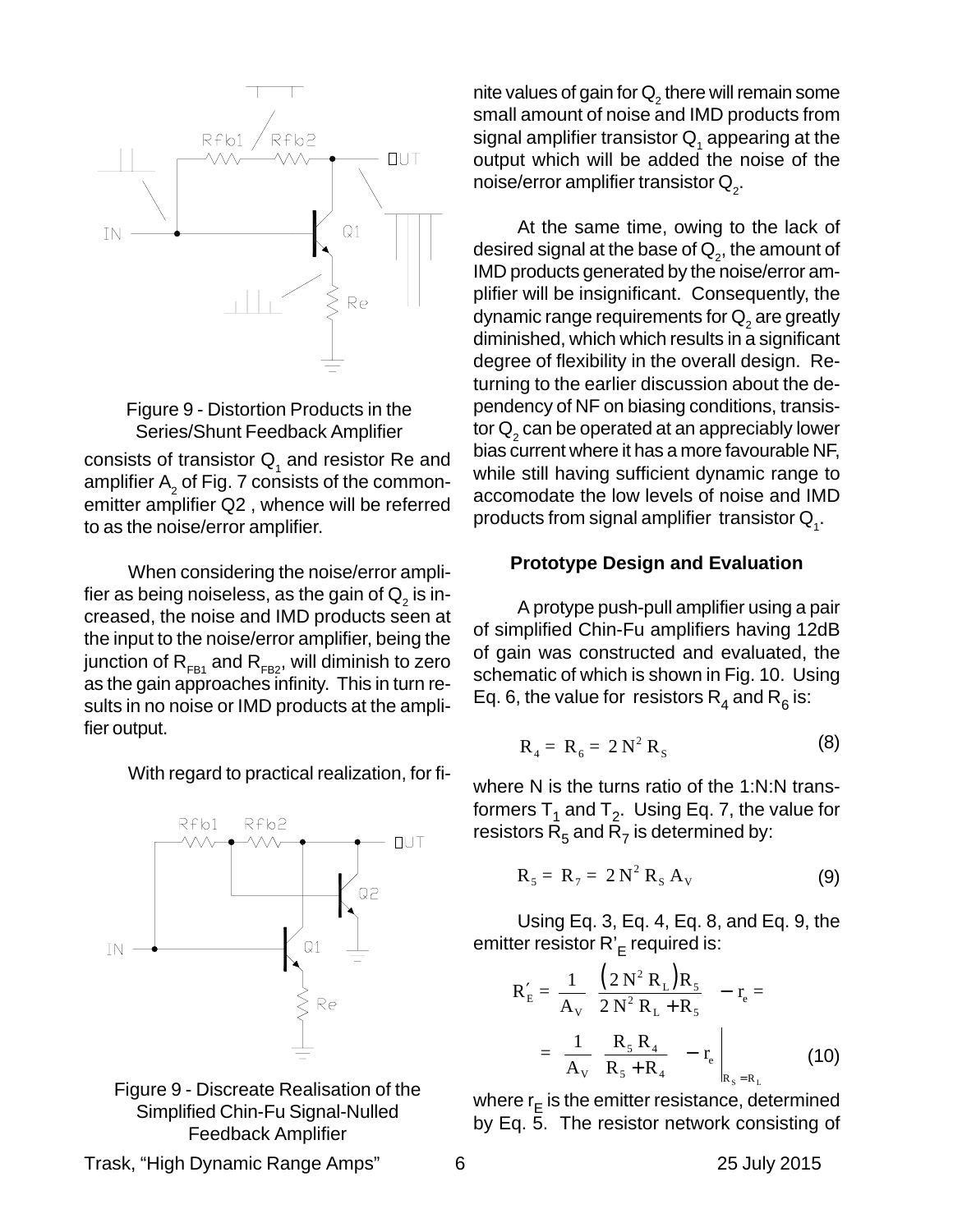Figure 9 - Distortion Products in the Series/Shunt Feedback Amplifier

consists of transistor $Q_1$ and resistor Re and amplifier $A_2$ of Fig. 7 consists of the common-emitter amplifier Q2 , whence will be referred to as the noise/error amplifier.

When considering the noise/error amplifier as being noiseless, as the gain of $Q_2$ is increased, the noise and IMD products seen at the input to the noise/error amplifier, being the junction of $R_{FB1}$ and $R_{FB2}$, will diminish to zero as the gain approaches infinity. This in turn results in no noise or IMD products at the amplifier output.

With regard to practical realization, for finite values of gain for $Q_2$ there will remain some small amount of noise and IMD products from signal amplifier transistor $Q_1$ appearing at the output which will be added the noise of the noise/error amplifier transistor $Q_2$.

Figure 9 - Discreate Realisation of the Simplified Chin-Fu Signal-Nulled Feedback Amplifier

At the same time, owing to the lack of desired signal at the base of $Q_2$, the amount of IMD products generated by the noise/error amplifier will be insignificant. Consequently, the dynamic range requirements for $Q_2$ are greatly diminished, which which results in a significant degree of flexibility in the overall design. Returning to the earlier discussion about the dependency of NF on biasing conditions, transistor $Q_2$ can be operated at an appreciably lower bias current where it has a more favourable NF, while still having sufficient dynamic range to accomodate the low levels of noise and IMD products from signal amplifier transistor $Q_1$.

### Prototype Design and Evaluation

A protype push-pull amplifier using a pair of simplified Chin-Fu amplifiers having 12dB of gain was constructed and evaluated, the schematic of which is shown in Fig. 10. Using Eq. 6, the value for resistors $R_4$ and $R_6$ is:

$$R_4 = R_6 = 2\,N^2\,R_S \tag{8}$$

where N is the turns ratio of the 1:N:N transformers $T_1$ and $T_2$. Using Eq. 7, the value for resistors $R_5$ and $R_7$ is determined by:

$$R_5 = R_7 = 2\,N^2\,R_S\,A_V \tag{9}$$

Using Eq. 3, Eq. 4, Eq. 8, and Eq. 9, the emitter resistor $R'_E$ required is:

$$R'_E = \frac{1}{A_V}\;\frac{\left(2\,N^2\,R_L\right)R_5}{2\,N^2\,R_L + R_5} - r_e = \left.\frac{1}{A_V}\;\frac{R_5\,R_4}{R_5 + R_4} - r_e\right|_{R_S = R_L} \tag{10}$$

where $r_E$ is the emitter resistance, determined by Eq. 5. The resistor network consisting of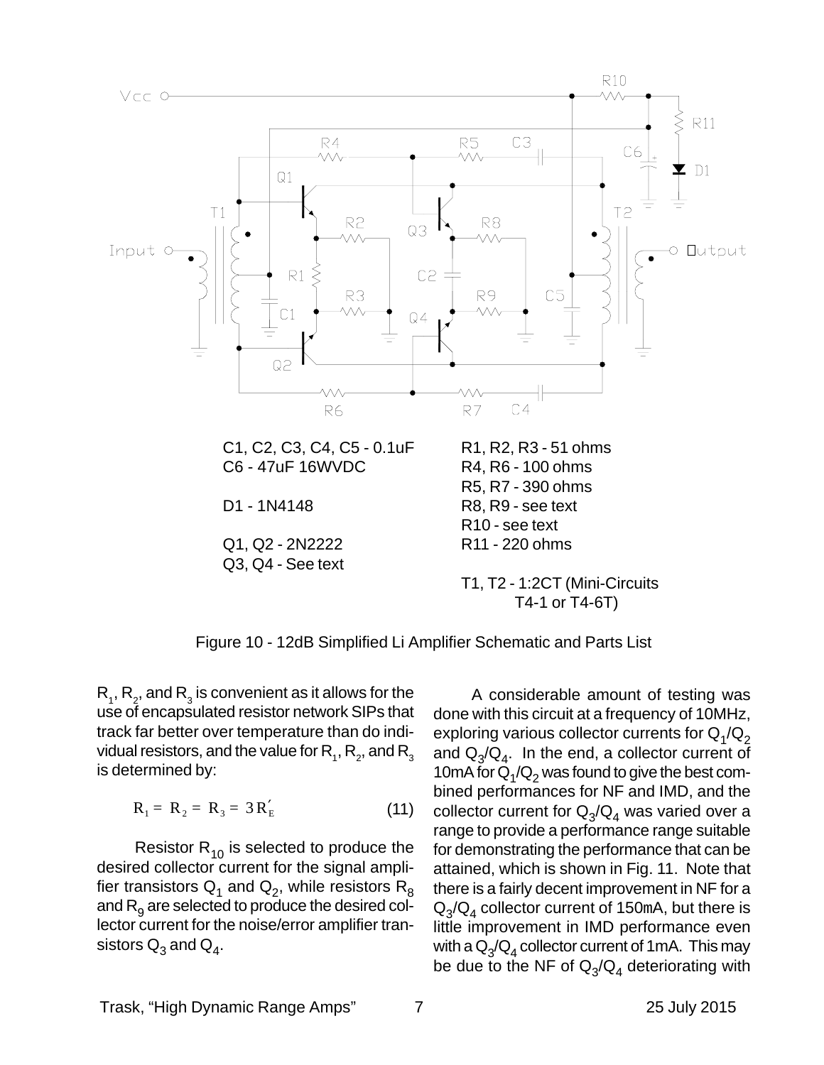C1, C2, C3, C4, C5 - 0.1uF
C6 - 47uF 16WVDC

D1 - 1N4148

Q1, Q2 - 2N2222
Q3, Q4 - See text

R1, R2, R3 - 51 ohms
R4, R6 - 100 ohms
R5, R7 - 390 ohms
R8, R9 - see text
R10 - see text
R11 - 220 ohms

T1, T2 - 1:2CT (Mini-Circuits T4-1 or T4-6T)

Figure 10 - 12dB Simplified Li Amplifier Schematic and Parts List

$R_1$, $R_2$, and $R_3$ is convenient as it allows for the use of encapsulated resistor network SIPs that track far better over temperature than do individual resistors, and the value for $R_1$, $R_2$, and $R_3$ is determined by:

$$R_1 = R_2 = R_3 = 3R_E' \tag{11}$$

Resistor $R_{10}$ is selected to produce the desired collector current for the signal amplifier transistors $Q_1$ and $Q_2$, while resistors $R_8$ and $R_9$ are selected to produce the desired collector current for the noise/error amplifier transistors $Q_3$ and $Q_4$.

A considerable amount of testing was done with this circuit at a frequency of 10MHz, exploring various collector currents for $Q_1/Q_2$ and $Q_3/Q_4$. In the end, a collector current of 10mA for $Q_1/Q_2$ was found to give the best combined performances for NF and IMD, and the collector current for $Q_3/Q_4$ was varied over a range to provide a performance range suitable for demonstrating the performance that can be attained, which is shown in Fig. 11. Note that there is a fairly decent improvement in NF for a $Q_3/Q_4$ collector current of 150mA, but there is little improvement in IMD performance even with a $Q_3/Q_4$ collector current of 1mA. This may be due to the NF of $Q_3/Q_4$ deteriorating with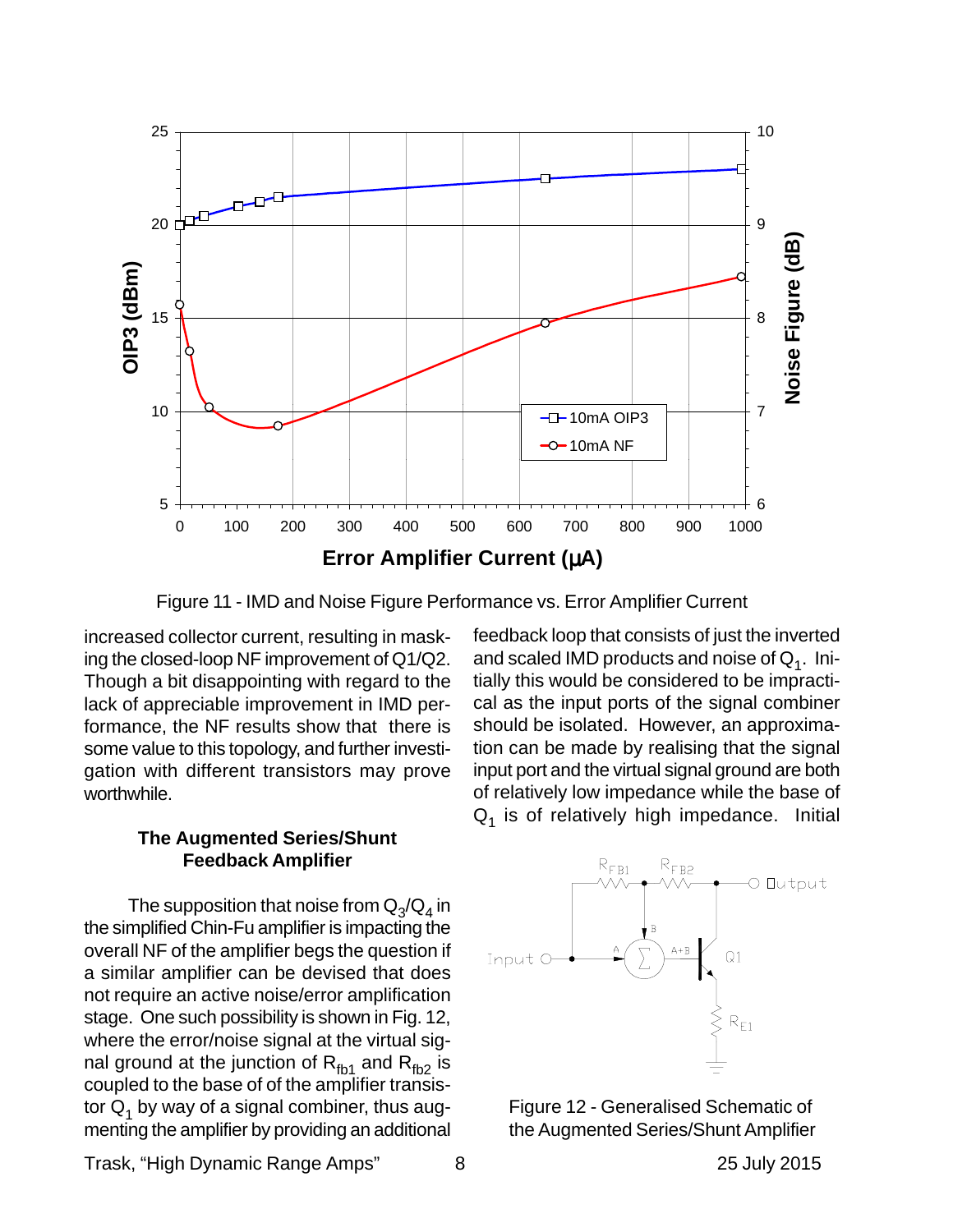Figure 11 - IMD and Noise Figure Performance vs. Error Amplifier Current

increased collector current, resulting in masking the closed-loop NF improvement of Q1/Q2. Though a bit disappointing with regard to the lack of appreciable improvement in IMD performance, the NF results show that there is some value to this topology, and further investigation with different transistors may prove worthwhile.

### The Augmented Series/Shunt Feedback Amplifier

The supposition that noise from $Q_3$/$Q_4$ in the simplified Chin-Fu amplifier is impacting the overall NF of the amplifier begs the question if a similar amplifier can be devised that does not require an active noise/error amplification stage. One such possibility is shown in Fig. 12, where the error/noise signal at the virtual signal ground at the junction of $R_{fb1}$ and $R_{fb2}$ is coupled to the base of of the amplifier transistor $Q_1$ by way of a signal combiner, thus augmenting the amplifier by providing an additional feedback loop that consists of just the inverted and scaled IMD products and noise of $Q_1$. Initially this would be considered to be impractical as the input ports of the signal combiner should be isolated. However, an approximation can be made by realising that the signal input port and the virtual signal ground are both of relatively low impedance while the base of $Q_1$ is of relatively high impedance. Initial

Figure 12 - Generalised Schematic of the Augmented Series/Shunt Amplifier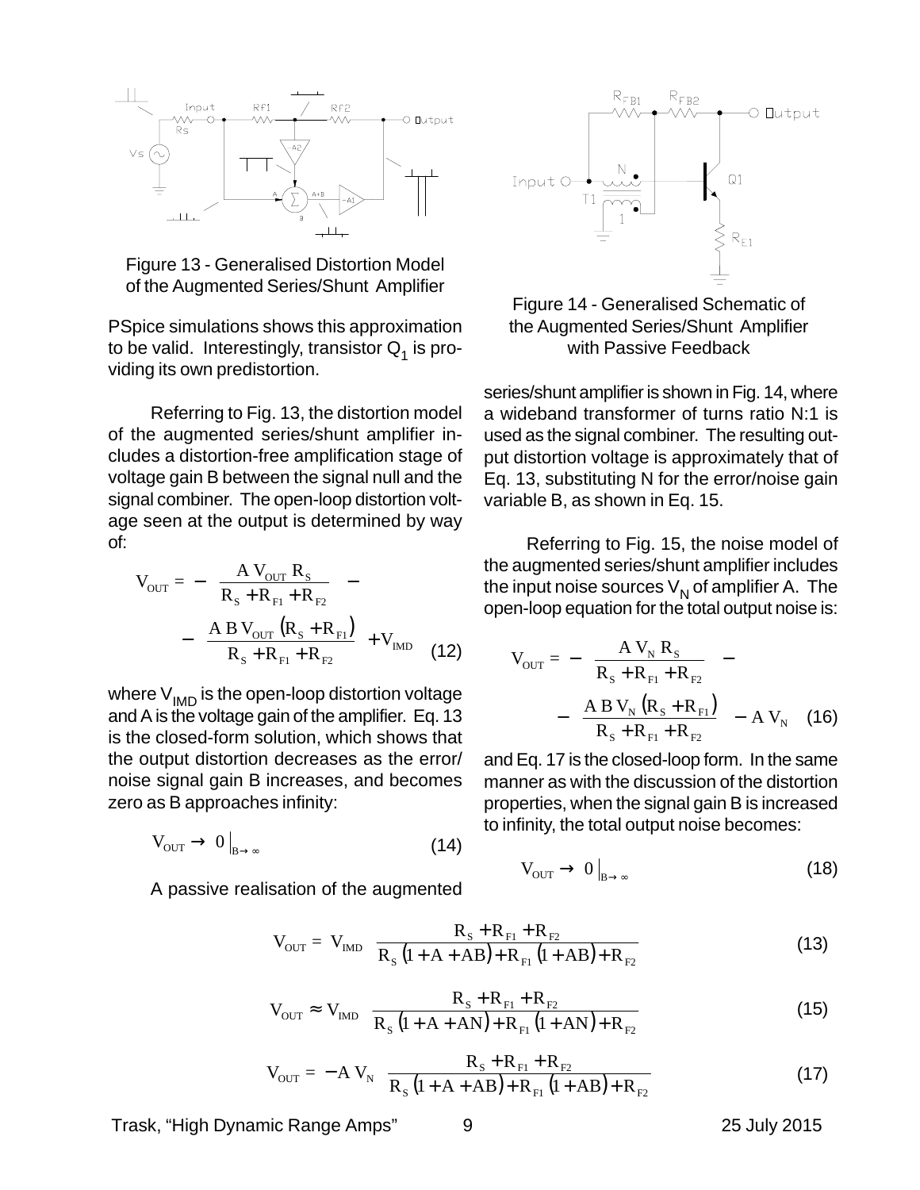Figure 13 - Generalised Distortion Model of the Augmented Series/Shunt Amplifier

PSpice simulations shows this approximation to be valid. Interestingly, transistor $Q_1$ is providing its own predistortion.

Referring to Fig. 13, the distortion model of the augmented series/shunt amplifier includes a distortion-free amplification stage of voltage gain B between the signal null and the signal combiner. The open-loop distortion voltage seen at the output is determined by way of:

$$V_{OUT} = -\frac{A\,V_{OUT}\,R_S}{R_S + R_{F1} + R_{F2}} - \frac{A\,B\,V_{OUT}\left(R_S + R_{F1}\right)}{R_S + R_{F1} + R_{F2}} + V_{IMD} \quad (12)$$

where $V_{IMD}$ is the open-loop distortion voltage and A is the voltage gain of the amplifier. Eq. 13 is the closed-form solution, which shows that the output distortion decreases as the error/noise signal gain B increases, and becomes zero as B approaches infinity:

$$V_{OUT} \to 0\,\Big|_{B\to\infty} \quad (14)$$

A passive realisation of the augmented series/shunt amplifier is shown in Fig. 14, where a wideband transformer of turns ratio N:1 is used as the signal combiner. The resulting output distortion voltage is approximately that of Eq. 13, substituting N for the error/noise gain variable B, as shown in Eq. 15.

Figure 14 - Generalised Schematic of the Augmented Series/Shunt Amplifier with Passive Feedback

Referring to Fig. 15, the noise model of the augmented series/shunt amplifier includes the input noise sources $V_N$ of amplifier A. The open-loop equation for the total output noise is:

$$V_{OUT} = -\frac{A\,V_N\,R_S}{R_S + R_{F1} + R_{F2}} - \frac{A\,B\,V_N\left(R_S + R_{F1}\right)}{R_S + R_{F1} + R_{F2}} - A\,V_N \quad (16)$$

and Eq. 17 is the closed-loop form. In the same manner as with the discussion of the distortion properties, when the signal gain B is increased to infinity, the total output noise becomes:

$$V_{OUT} \to 0\,\Big|_{B\to\infty} \quad (18)$$

$$V_{OUT} = V_{IMD}\,\frac{R_S + R_{F1} + R_{F2}}{R_S\left(1 + A + AB\right) + R_{F1}\left(1 + AB\right) + R_{F2}} \quad (13)$$

$$V_{OUT} \approx V_{IMD}\,\frac{R_S + R_{F1} + R_{F2}}{R_S\left(1 + A + AN\right) + R_{F1}\left(1 + AN\right) + R_{F2}} \quad (15)$$

$$V_{OUT} = -A\,V_N\,\frac{R_S + R_{F1} + R_{F2}}{R_S\left(1 + A + AB\right) + R_{F1}\left(1 + AB\right) + R_{F2}} \quad (17)$$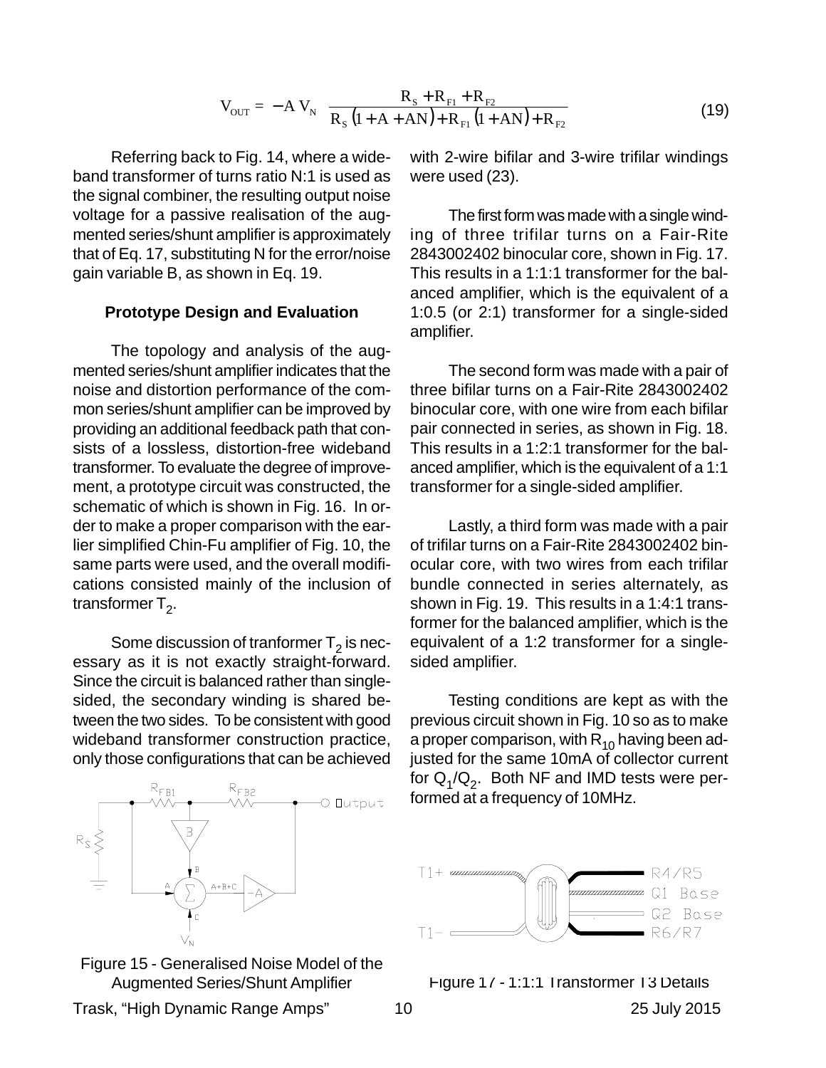$$V_{OUT} = -A\,V_N \;\frac{R_S + R_{F1} + R_{F2}}{R_S\,(1 + A + AN) + R_{F1}\,(1 + AN) + R_{F2}} \qquad (19)$$

Referring back to Fig. 14, where a wideband transformer of turns ratio N:1 is used as the signal combiner, the resulting output noise voltage for a passive realisation of the augmented series/shunt amplifier is approximately that of Eq. 17, substituting N for the error/noise gain variable B, as shown in Eq. 19.

### Prototype Design and Evaluation

The topology and analysis of the augmented series/shunt amplifier indicates that the noise and distortion performance of the common series/shunt amplifier can be improved by providing an additional feedback path that consists of a lossless, distortion-free wideband transformer. To evaluate the degree of improvement, a prototype circuit was constructed, the schematic of which is shown in Fig. 16. In order to make a proper comparison with the earlier simplified Chin-Fu amplifier of Fig. 10, the same parts were used, and the overall modifications consisted mainly of the inclusion of transformer $T_2$.

Some discussion of tranformer $T_2$ is necessary as it is not exactly straight-forward. Since the circuit is balanced rather than single-sided, the secondary winding is shared between the two sides. To be consistent with good wideband transformer construction practice, only those configurations that can be achieved with 2-wire bifilar and 3-wire trifilar windings were used (23).

Figure 15 - Generalised Noise Model of the Augmented Series/Shunt Amplifier

The first form was made with a single winding of three trifilar turns on a Fair-Rite 2843002402 binocular core, shown in Fig. 17. This results in a 1:1:1 transformer for the balanced amplifier, which is the equivalent of a 1:0.5 (or 2:1) transformer for a single-sided amplifier.

The second form was made with a pair of three bifilar turns on a Fair-Rite 2843002402 binocular core, with one wire from each bifilar pair connected in series, as shown in Fig. 18. This results in a 1:2:1 transformer for the balanced amplifier, which is the equivalent of a 1:1 transformer for a single-sided amplifier.

Lastly, a third form was made with a pair of trifilar turns on a Fair-Rite 2843002402 binocular core, with two wires from each trifilar bundle connected in series alternately, as shown in Fig. 19. This results in a 1:4:1 transformer for the balanced amplifier, which is the equivalent of a 1:2 transformer for a single-sided amplifier.

Testing conditions are kept as with the previous circuit shown in Fig. 10 so as to make a proper comparison, with $R_{10}$ having been adjusted for the same 10mA of collector current for $Q_1/Q_2$. Both NF and IMD tests were performed at a frequency of 10MHz.

Figure 17 - 1:1:1 Transformer T3 Details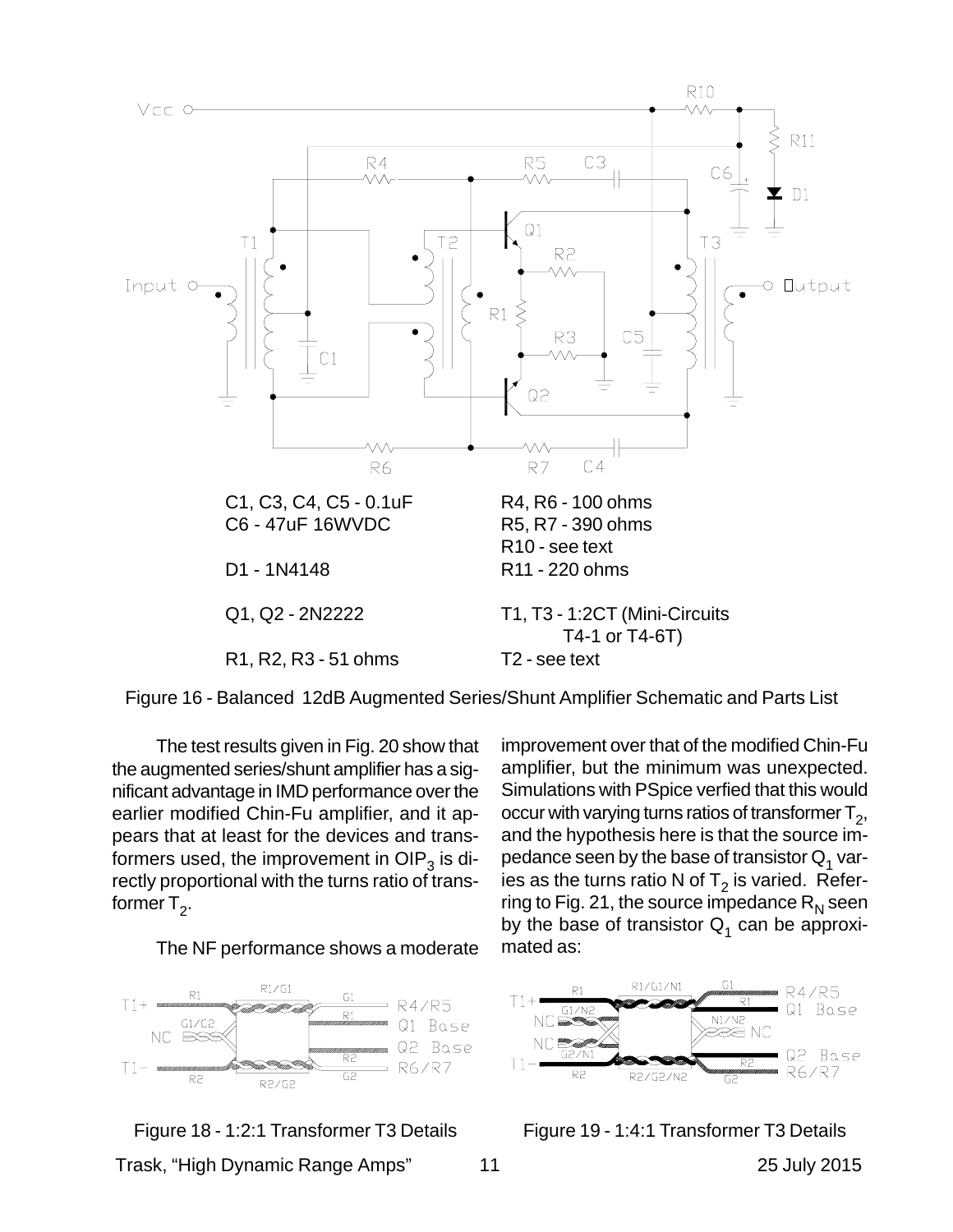C1, C3, C4, C5 - 0.1uF
C6 - 47uF 16WVDC

D1 - 1N4148

Q1, Q2 - 2N2222

R1, R2, R3 - 51 ohms

R4, R6 - 100 ohms
R5, R7 - 390 ohms
R10 - see text
R11 - 220 ohms

T1, T3 - 1:2CT (Mini-Circuits T4-1 or T4-6T)
T2 - see text

Figure 16 - Balanced 12dB Augmented Series/Shunt Amplifier Schematic and Parts List

The test results given in Fig. 20 show that the augmented series/shunt amplifier has a significant advantage in IMD performance over the earlier modified Chin-Fu amplifier, and it appears that at least for the devices and transformers used, the improvement in $OIP_3$ is directly proportional with the turns ratio of transformer $T_2$.

The NF performance shows a moderate improvement over that of the modified Chin-Fu amplifier, but the minimum was unexpected. Simulations with PSpice verfied that this would occur with varying turns ratios of transformer $T_2$, and the hypothesis here is that the source impedance seen by the base of transistor $Q_1$ varies as the turns ratio N of $T_2$ is varied. Referring to Fig. 21, the source impedance $R_N$ seen by the base of transistor $Q_1$ can be approximated as:

Figure 18 - 1:2:1 Transformer T3 Details

Figure 19 - 1:4:1 Transformer T3 Details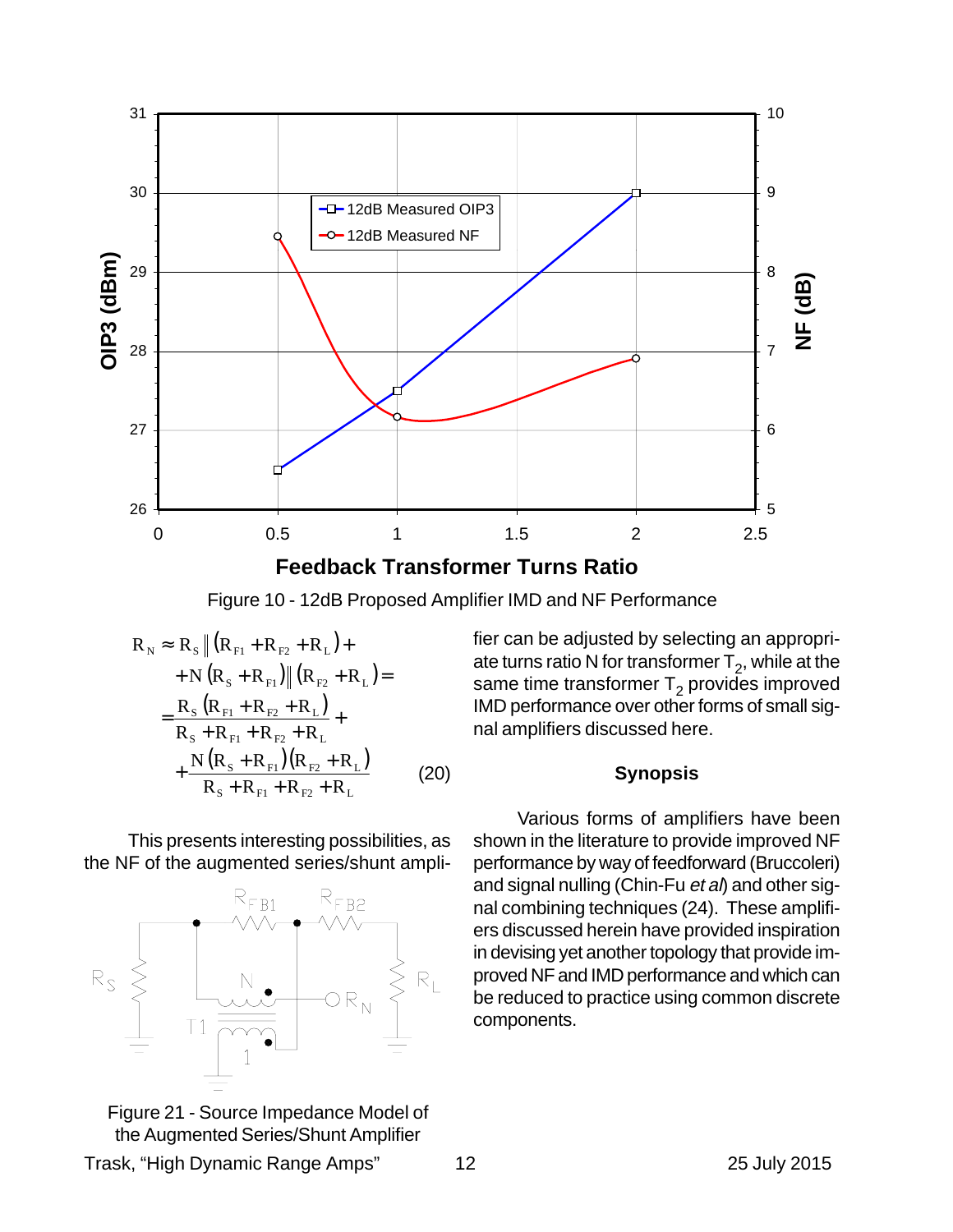Figure 10 - 12dB Proposed Amplifier IMD and NF Performance

$$
\begin{aligned}
R_N &\approx R_S \,\|\, \left(R_{F1} + R_{F2} + R_L\right) + \\
&\quad + N\left(R_S + R_{F1}\right) \,\|\, \left(R_{F2} + R_L\right) = \\
&= \frac{R_S\left(R_{F1} + R_{F2} + R_L\right)}{R_S + R_{F1} + R_{F2} + R_L} + \\
&\quad + \frac{N\left(R_S + R_{F1}\right)\left(R_{F2} + R_L\right)}{R_S + R_{F1} + R_{F2} + R_L} \qquad (20)
\end{aligned}
$$

This presents interesting possibilities, as the NF of the augmented series/shunt amplifier can be adjusted by selecting an appropriate turns ratio N for transformer $T_2$, while at the same time transformer $T_2$ provides improved IMD performance over other forms of small signal amplifiers discussed here.

Figure 21 - Source Impedance Model of the Augmented Series/Shunt Amplifier

## Synopsis

Various forms of amplifiers have been shown in the literature to provide improved NF performance by way of feedforward (Bruccoleri) and signal nulling (Chin-Fu *et al*) and other signal combining techniques (24). These amplifiers discussed herein have provided inspiration in devising yet another topology that provide improved NF and IMD performance and which can be reduced to practice using common discrete components.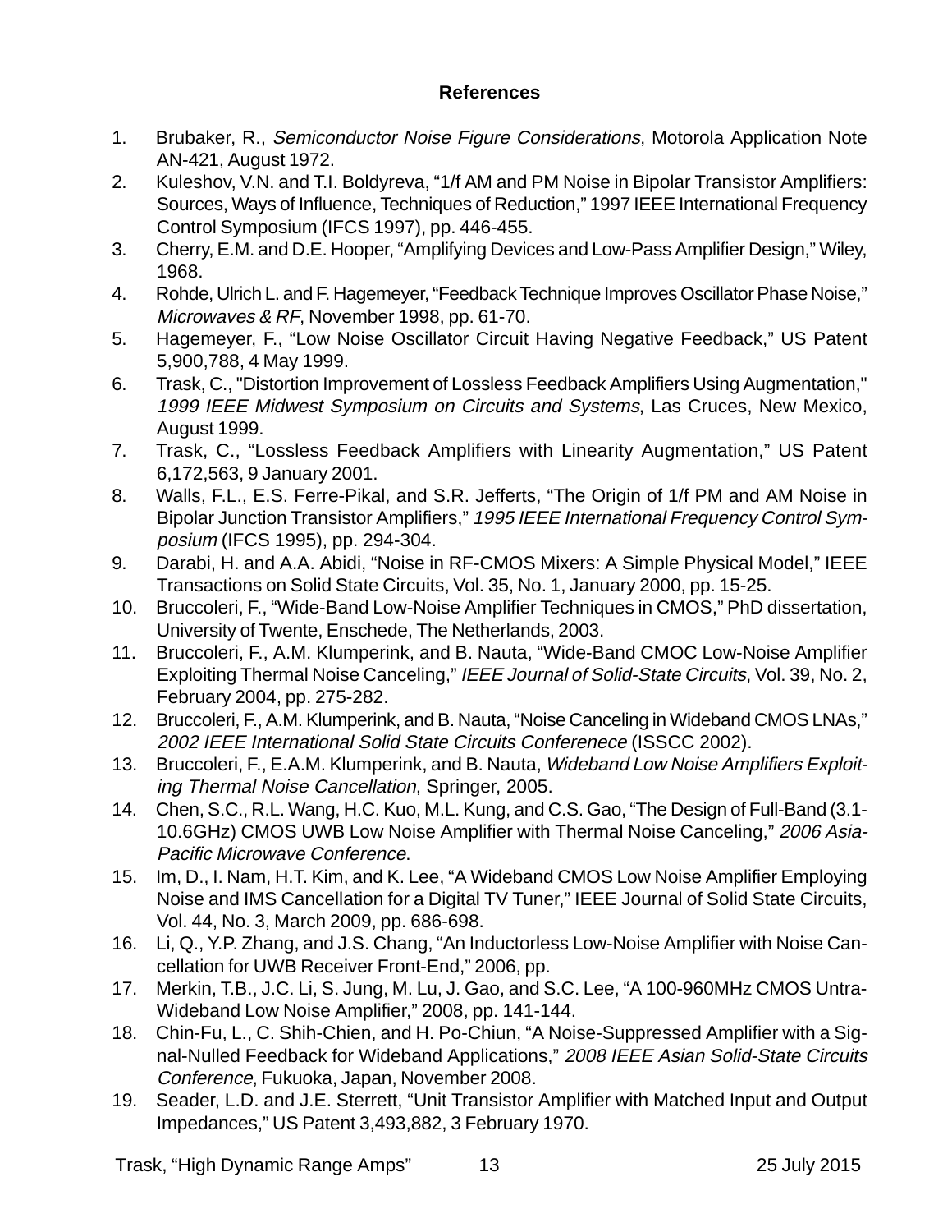## References

1. Brubaker, R., *Semiconductor Noise Figure Considerations*, Motorola Application Note AN-421, August 1972.
2. Kuleshov, V.N. and T.I. Boldyreva, "1/f AM and PM Noise in Bipolar Transistor Amplifiers: Sources, Ways of Influence, Techniques of Reduction," 1997 IEEE International Frequency Control Symposium (IFCS 1997), pp. 446-455.
3. Cherry, E.M. and D.E. Hooper, "Amplifying Devices and Low-Pass Amplifier Design," Wiley, 1968.
4. Rohde, Ulrich L. and F. Hagemeyer, "Feedback Technique Improves Oscillator Phase Noise," *Microwaves & RF*, November 1998, pp. 61-70.
5. Hagemeyer, F., "Low Noise Oscillator Circuit Having Negative Feedback," US Patent 5,900,788, 4 May 1999.
6. Trask, C., "Distortion Improvement of Lossless Feedback Amplifiers Using Augmentation," *1999 IEEE Midwest Symposium on Circuits and Systems*, Las Cruces, New Mexico, August 1999.
7. Trask, C., "Lossless Feedback Amplifiers with Linearity Augmentation," US Patent 6,172,563, 9 January 2001.
8. Walls, F.L., E.S. Ferre-Pikal, and S.R. Jefferts, "The Origin of 1/f PM and AM Noise in Bipolar Junction Transistor Amplifiers," *1995 IEEE International Frequency Control Symposium* (IFCS 1995), pp. 294-304.
9. Darabi, H. and A.A. Abidi, "Noise in RF-CMOS Mixers: A Simple Physical Model," IEEE Transactions on Solid State Circuits, Vol. 35, No. 1, January 2000, pp. 15-25.
10. Bruccoleri, F., "Wide-Band Low-Noise Amplifier Techniques in CMOS," PhD dissertation, University of Twente, Enschede, The Netherlands, 2003.
11. Bruccoleri, F., A.M. Klumperink, and B. Nauta, "Wide-Band CMOC Low-Noise Amplifier Exploiting Thermal Noise Canceling," *IEEE Journal of Solid-State Circuits*, Vol. 39, No. 2, February 2004, pp. 275-282.
12. Bruccoleri, F., A.M. Klumperink, and B. Nauta, "Noise Canceling in Wideband CMOS LNAs," *2002 IEEE International Solid State Circuits Conferenece* (ISSCC 2002).
13. Bruccoleri, F., E.A.M. Klumperink, and B. Nauta, *Wideband Low Noise Amplifiers Exploiting Thermal Noise Cancellation*, Springer, 2005.
14. Chen, S.C., R.L. Wang, H.C. Kuo, M.L. Kung, and C.S. Gao, "The Design of Full-Band (3.1-10.6GHz) CMOS UWB Low Noise Amplifier with Thermal Noise Canceling," *2006 Asia-Pacific Microwave Conference*.
15. Im, D., I. Nam, H.T. Kim, and K. Lee, "A Wideband CMOS Low Noise Amplifier Employing Noise and IMS Cancellation for a Digital TV Tuner," IEEE Journal of Solid State Circuits, Vol. 44, No. 3, March 2009, pp. 686-698.
16. Li, Q., Y.P. Zhang, and J.S. Chang, "An Inductorless Low-Noise Amplifier with Noise Cancellation for UWB Receiver Front-End," 2006, pp.
17. Merkin, T.B., J.C. Li, S. Jung, M. Lu, J. Gao, and S.C. Lee, "A 100-960MHz CMOS Untra-Wideband Low Noise Amplifier," 2008, pp. 141-144.
18. Chin-Fu, L., C. Shih-Chien, and H. Po-Chiun, "A Noise-Suppressed Amplifier with a Signal-Nulled Feedback for Wideband Applications," *2008 IEEE Asian Solid-State Circuits Conference*, Fukuoka, Japan, November 2008.
19. Seader, L.D. and J.E. Sterrett, "Unit Transistor Amplifier with Matched Input and Output Impedances," US Patent 3,493,882, 3 February 1970.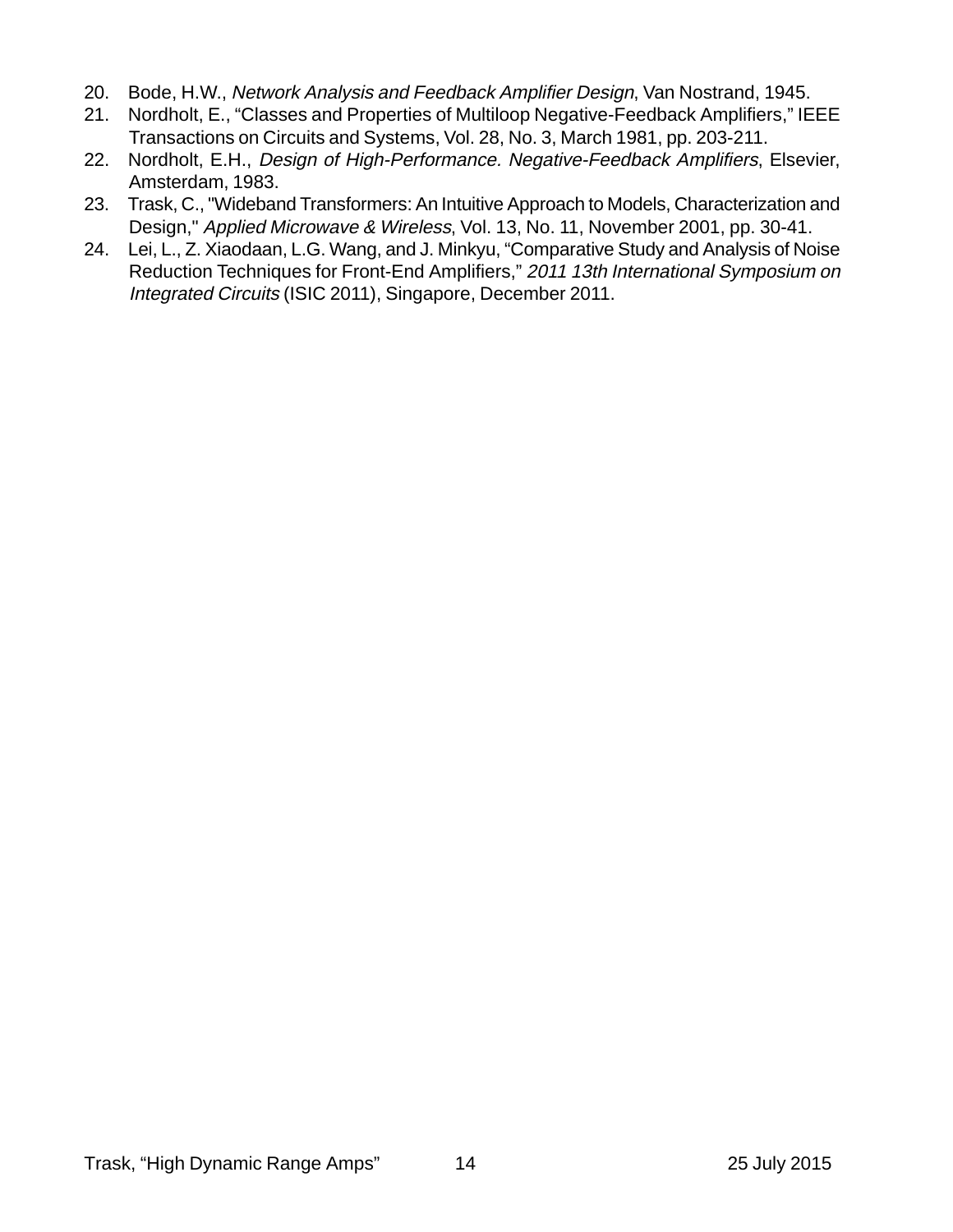20. Bode, H.W., *Network Analysis and Feedback Amplifier Design*, Van Nostrand, 1945.
21. Nordholt, E., "Classes and Properties of Multiloop Negative-Feedback Amplifiers," IEEE Transactions on Circuits and Systems, Vol. 28, No. 3, March 1981, pp. 203-211.
22. Nordholt, E.H., *Design of High-Performance. Negative-Feedback Amplifiers*, Elsevier, Amsterdam, 1983.
23. Trask, C., "Wideband Transformers: An Intuitive Approach to Models, Characterization and Design," *Applied Microwave & Wireless*, Vol. 13, No. 11, November 2001, pp. 30-41.
24. Lei, L., Z. Xiaodaan, L.G. Wang, and J. Minkyu, "Comparative Study and Analysis of Noise Reduction Techniques for Front-End Amplifiers," *2011 13th International Symposium on Integrated Circuits* (ISIC 2011), Singapore, December 2011.